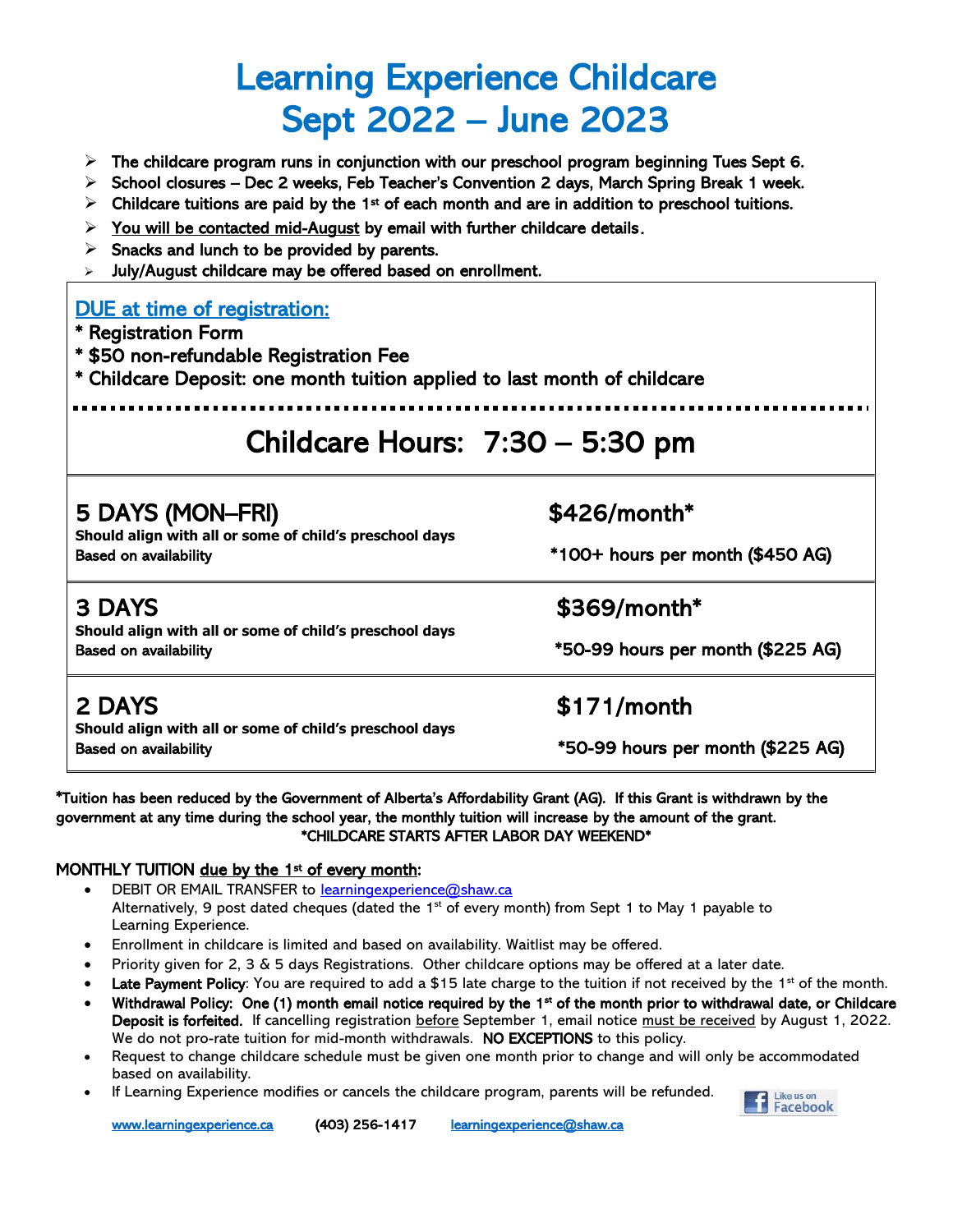# Learning Experience Childcare
# Sept 2022 – June 2023

- The childcare program runs in conjunction with our preschool program beginning Tues Sept 6.
- School closures – Dec 2 weeks, Feb Teacher's Convention 2 days, March Spring Break 1 week.
- Childcare tuitions are paid by the 1st of each month and are in addition to preschool tuitions.
- You will be contacted mid-August by email with further childcare details.
- Snacks and lunch to be provided by parents.
- July/August childcare may be offered based on enrollment.

## DUE at time of registration:

* Registration Form
* $50 non-refundable Registration Fee
* Childcare Deposit: one month tuition applied to last month of childcare

## Childcare Hours: 7:30 – 5:30 pm

| Program | Tuition |
|---|---|
| **5 DAYS (MON–FRI)**<br>Should align with all or some of child's preschool days<br>Based on availability | **$426/month***<br>*100+ hours per month ($450 AG) |
| **3 DAYS**<br>Should align with all or some of child's preschool days<br>Based on availability | **$369/month***<br>*50-99 hours per month ($225 AG) |
| **2 DAYS**<br>Should align with all or some of child's preschool days<br>Based on availability | **$171/month**<br>*50-99 hours per month ($225 AG) |

*Tuition has been reduced by the Government of Alberta's Affordability Grant (AG). If this Grant is withdrawn by the government at any time during the school year, the monthly tuition will increase by the amount of the grant.

*CHILDCARE STARTS AFTER LABOR DAY WEEKEND*

**MONTHLY TUITION due by the 1st of every month:**

- DEBIT OR EMAIL TRANSFER to learningexperience@shaw.ca
  Alternatively, 9 post dated cheques (dated the 1st of every month) from Sept 1 to May 1 payable to Learning Experience.
- Enrollment in childcare is limited and based on availability. Waitlist may be offered.
- Priority given for 2, 3 & 5 days Registrations. Other childcare options may be offered at a later date.
- **Late Payment Policy**: You are required to add a $15 late charge to the tuition if not received by the 1st of the month.
- **Withdrawal Policy: One (1) month email notice required by the 1st of the month prior to withdrawal date, or Childcare Deposit is forfeited.** If cancelling registration before September 1, email notice must be received by August 1, 2022. We do not pro-rate tuition for mid-month withdrawals. NO EXCEPTIONS to this policy.
- Request to change childcare schedule must be given one month prior to change and will only be accommodated based on availability.
- If Learning Experience modifies or cancels the childcare program, parents will be refunded.

Like us on Facebook

www.learningexperience.ca (403) 256-1417 learningexperience@shaw.ca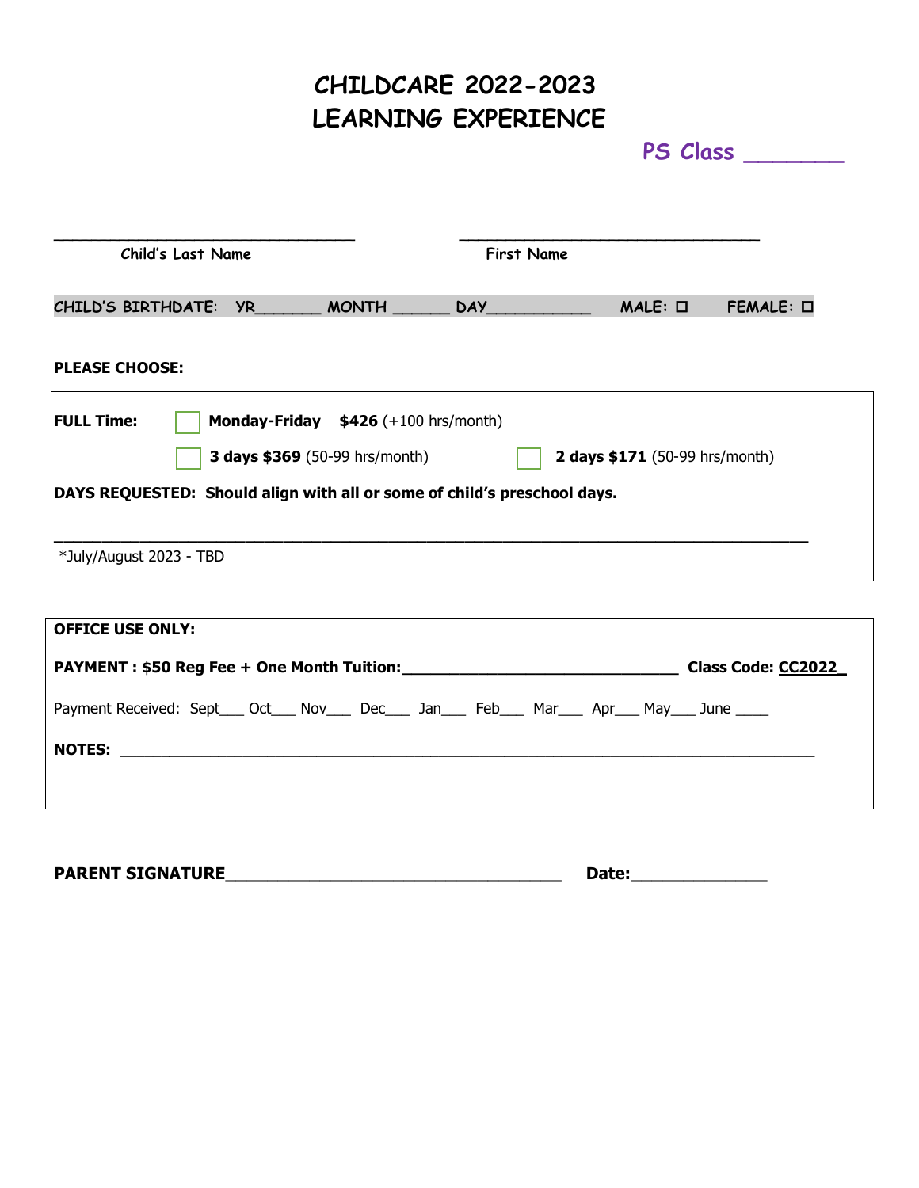# CHILDCARE 2022-2023
# LEARNING EXPERIENCE

**PS Class _______**

________________________________ ________________________________
Child's Last Name First Name

CHILD'S BIRTHDATE: YR______ MONTH ______ DAY__________ MALE: ☐ FEMALE: ☐

**PLEASE CHOOSE:**

**FULL Time:** ☐ **Monday-Friday** **$426** (+100 hrs/month)

☐ **3 days $369** (50-99 hrs/month) ☐ **2 days $171** (50-99 hrs/month)

**DAYS REQUESTED: Should align with all or some of child's preschool days.**

________________________________________________________________________________

*July/August 2023 - TBD

**OFFICE USE ONLY:**

**PAYMENT : $50 Reg Fee + One Month Tuition:______________________________ Class Code: CC2022_**

Payment Received: Sept___ Oct___ Nov___ Dec___ Jan___ Feb___ Mar___ Apr___ May___ June ____

**NOTES:** ________________________________________________________________________________

**PARENT SIGNATURE__________________________________ Date:_____________**